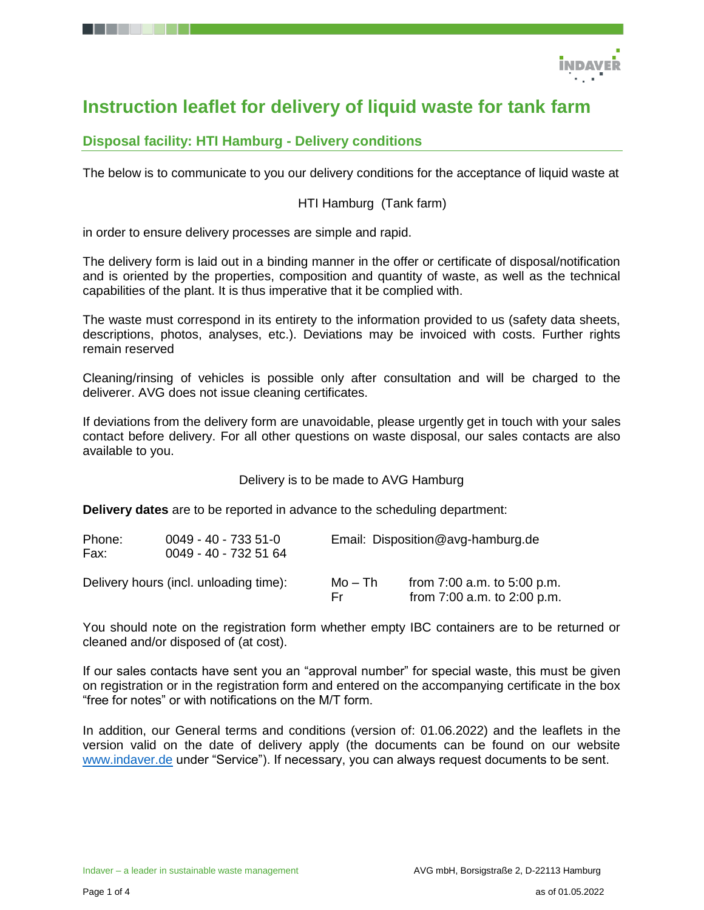# Instruction leaflet for delivery of liquid waste for tank farm

## Disposal facility: HTI Hamburg - Delivery conditions

The below is to communicate to you our delivery conditions for the acceptance of liquid waste at

HTI Hamburg (Tank farm)

in order to ensure delivery processes are simple and rapid.

The delivery form is laid out in a binding manner in the offer or certificate of disposal/notification and is oriented by the properties, composition and quantity of waste, as well as the technical capabilities of the plant. It is thus imperative that it be complied with.

The waste must correspond in its entirety to the information provided to us (safety data sheets, descriptions, photos, analyses, etc.). Deviations may be invoiced with costs. Further rights remain reserved

Cleaning/rinsing of vehicles is possible only after consultation and will be charged to the deliverer. AVG does not issue cleaning certificates.

If deviations from the delivery form are unavoidable, please urgently get in touch with your sales contact before delivery. For all other questions on waste disposal, our sales contacts are also available to you.

Delivery is to be made to AVG Hamburg

**Delivery dates** are to be reported in advance to the scheduling department:

Phone: 0049 - 40 - 733 51-0
Fax: 0049 - 40 - 732 51 64
Email: Disposition@avg-hamburg.de

Delivery hours (incl. unloading time):

| | |
|---|---|
| Mo – Th | from 7:00 a.m. to 5:00 p.m. |
| Fr | from 7:00 a.m. to 2:00 p.m. |

You should note on the registration form whether empty IBC containers are to be returned or cleaned and/or disposed of (at cost).

If our sales contacts have sent you an “approval number” for special waste, this must be given on registration or in the registration form and entered on the accompanying certificate in the box “free for notes” or with notifications on the M/T form.

In addition, our General terms and conditions (version of: 01.06.2022) and the leaflets in the version valid on the date of delivery apply (the documents can be found on our website www.indaver.de under “Service”). If necessary, you can always request documents to be sent.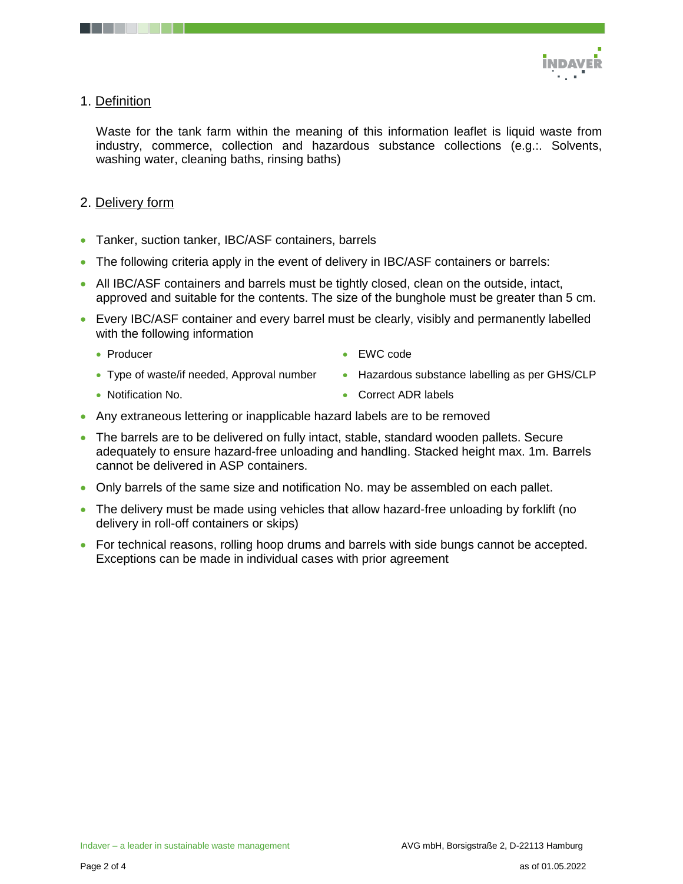## 1. Definition

Waste for the tank farm within the meaning of this information leaflet is liquid waste from industry, commerce, collection and hazardous substance collections (e.g.:. Solvents, washing water, cleaning baths, rinsing baths)

## 2. Delivery form

- Tanker, suction tanker, IBC/ASF containers, barrels
- The following criteria apply in the event of delivery in IBC/ASF containers or barrels:
- All IBC/ASF containers and barrels must be tightly closed, clean on the outside, intact, approved and suitable for the contents. The size of the bunghole must be greater than 5 cm.
- Every IBC/ASF container and every barrel must be clearly, visibly and permanently labelled with the following information
  - Producer
  - Type of waste/if needed, Approval number
  - Notification No.
  - EWC code
  - Hazardous substance labelling as per GHS/CLP
  - Correct ADR labels
- Any extraneous lettering or inapplicable hazard labels are to be removed
- The barrels are to be delivered on fully intact, stable, standard wooden pallets. Secure adequately to ensure hazard-free unloading and handling. Stacked height max. 1m. Barrels cannot be delivered in ASP containers.
- Only barrels of the same size and notification No. may be assembled on each pallet.
- The delivery must be made using vehicles that allow hazard-free unloading by forklift (no delivery in roll-off containers or skips)
- For technical reasons, rolling hoop drums and barrels with side bungs cannot be accepted. Exceptions can be made in individual cases with prior agreement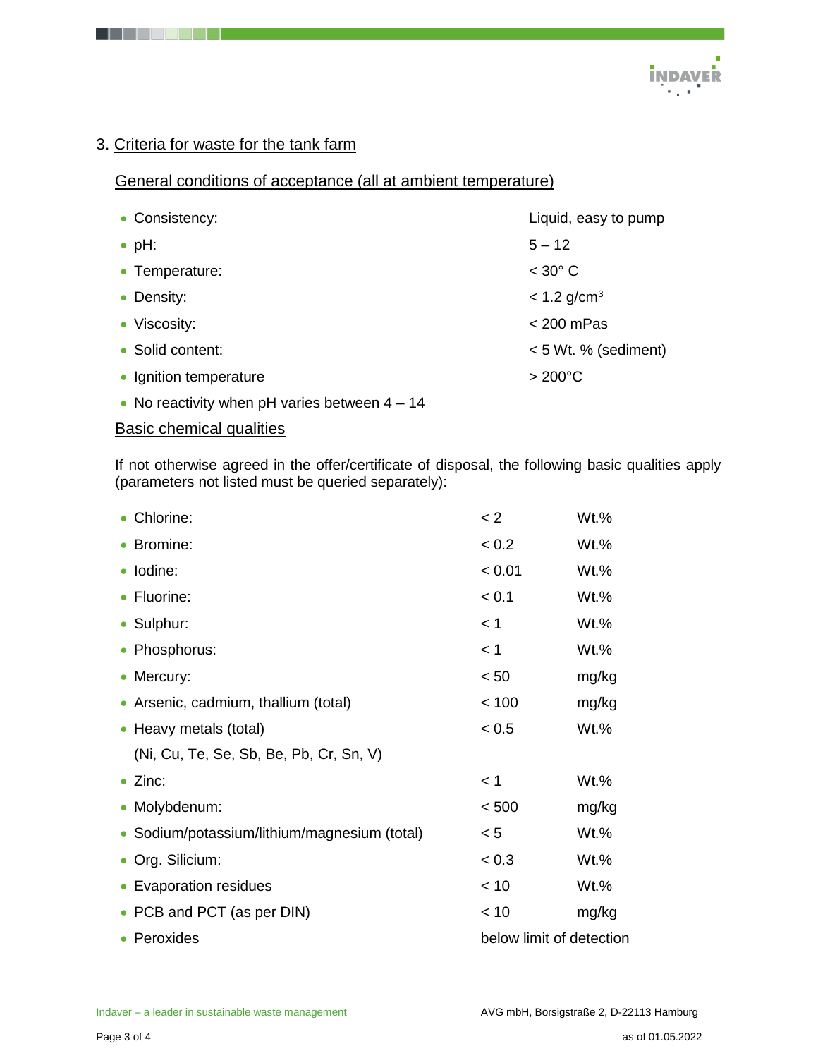## 3. Criteria for waste for the tank farm

### General conditions of acceptance (all at ambient temperature)

| | |
|---|---|
| • Consistency: | Liquid, easy to pump |
| • pH: | 5 – 12 |
| • Temperature: | < 30° C |
| • Density: | < 1.2 g/cm$^3$ |
| • Viscosity: | < 200 mPas |
| • Solid content: | < 5 Wt. % (sediment) |
| • Ignition temperature | > 200°C |

- No reactivity when pH varies between 4 – 14

### Basic chemical qualities

If not otherwise agreed in the offer/certificate of disposal, the following basic qualities apply (parameters not listed must be queried separately):

| | | |
|---|---|---|
| • Chlorine: | < 2 | Wt.% |
| • Bromine: | < 0.2 | Wt.% |
| • Iodine: | < 0.01 | Wt.% |
| • Fluorine: | < 0.1 | Wt.% |
| • Sulphur: | < 1 | Wt.% |
| • Phosphorus: | < 1 | Wt.% |
| • Mercury: | < 50 | mg/kg |
| • Arsenic, cadmium, thallium (total) | < 100 | mg/kg |
| • Heavy metals (total) (Ni, Cu, Te, Se, Sb, Be, Pb, Cr, Sn, V) | < 0.5 | Wt.% |
| • Zinc: | < 1 | Wt.% |
| • Molybdenum: | < 500 | mg/kg |
| • Sodium/potassium/lithium/magnesium (total) | < 5 | Wt.% |
| • Org. Silicium: | < 0.3 | Wt.% |
| • Evaporation residues | < 10 | Wt.% |
| • PCB and PCT (as per DIN) | < 10 | mg/kg |
| • Peroxides | below limit of detection | |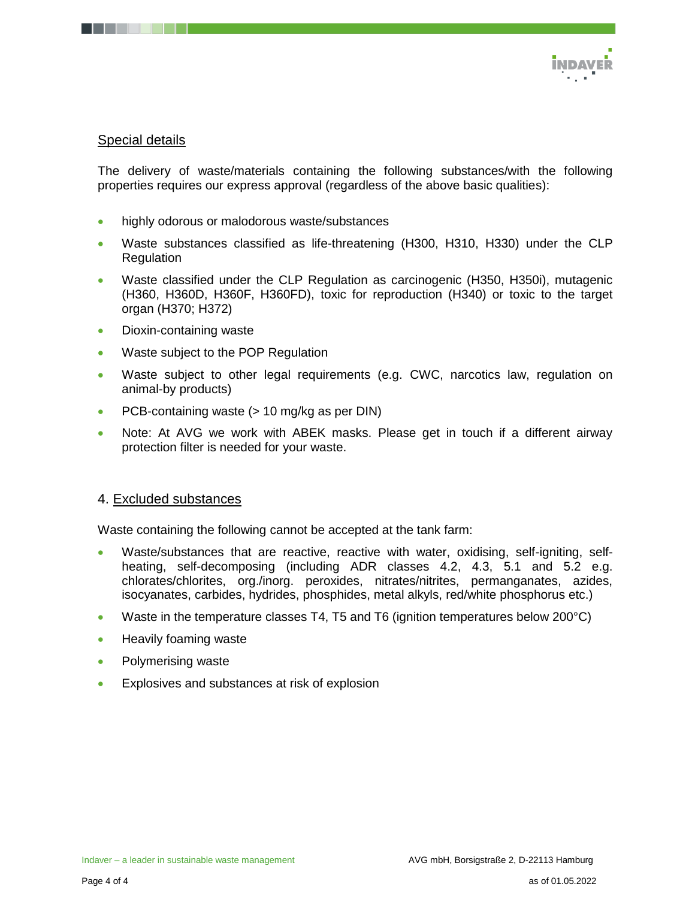## Special details

The delivery of waste/materials containing the following substances/with the following properties requires our express approval (regardless of the above basic qualities):

- highly odorous or malodorous waste/substances
- Waste substances classified as life-threatening (H300, H310, H330) under the CLP Regulation
- Waste classified under the CLP Regulation as carcinogenic (H350, H350i), mutagenic (H360, H360D, H360F, H360FD), toxic for reproduction (H340) or toxic to the target organ (H370; H372)
- Dioxin-containing waste
- Waste subject to the POP Regulation
- Waste subject to other legal requirements (e.g. CWC, narcotics law, regulation on animal-by products)
- PCB-containing waste (> 10 mg/kg as per DIN)
- Note: At AVG we work with ABEK masks. Please get in touch if a different airway protection filter is needed for your waste.

## 4. Excluded substances

Waste containing the following cannot be accepted at the tank farm:

- Waste/substances that are reactive, reactive with water, oxidising, self-igniting, self-heating, self-decomposing (including ADR classes 4.2, 4.3, 5.1 and 5.2 e.g. chlorates/chlorites, org./inorg. peroxides, nitrates/nitrites, permanganates, azides, isocyanates, carbides, hydrides, phosphides, metal alkyls, red/white phosphorus etc.)
- Waste in the temperature classes T4, T5 and T6 (ignition temperatures below 200°C)
- Heavily foaming waste
- Polymerising waste
- Explosives and substances at risk of explosion